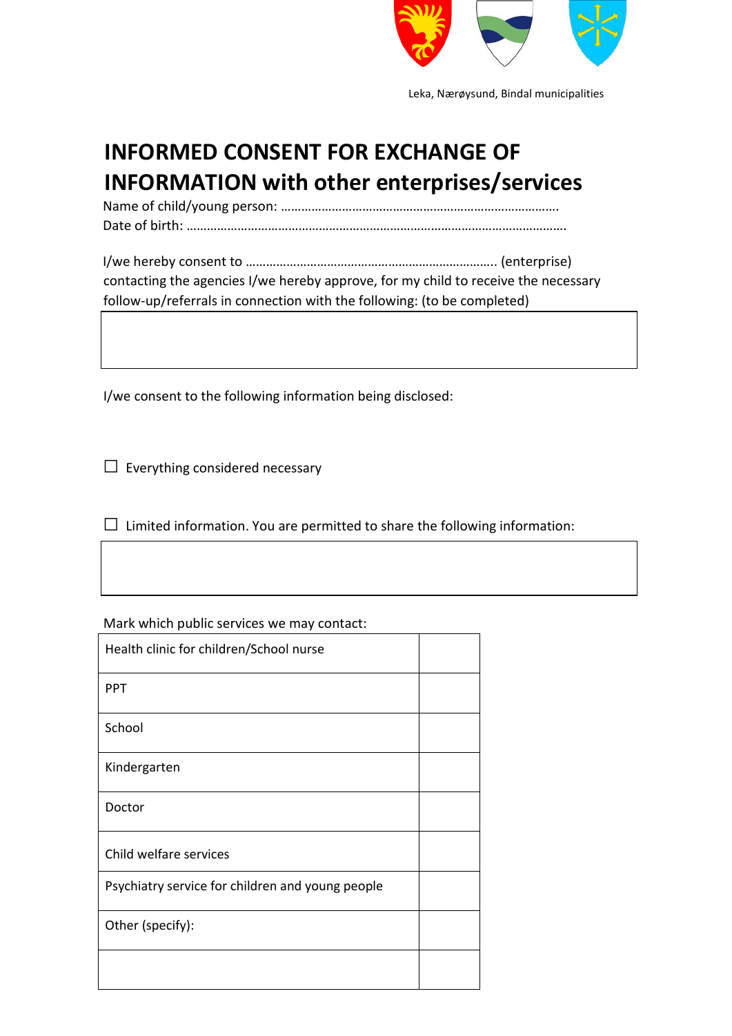Leka, Nærøysund, Bindal municipalities

# INFORMED CONSENT FOR EXCHANGE OF INFORMATION with other enterprises/services

Name of child/young person: ……………………………………………………………………….

Date of birth: ……………………………………………………………………………………………….

I/we hereby consent to ………………………………………………………………. (enterprise) contacting the agencies I/we hereby approve, for my child to receive the necessary follow-up/referrals in connection with the following: (to be completed)

| |
|---|
| |

I/we consent to the following information being disclosed:

☐ Everything considered necessary

☐ Limited information. You are permitted to share the following information:

| |
|---|
| |

Mark which public services we may contact:

| | |
|---|---|
| Health clinic for children/School nurse | |
| PPT | |
| School | |
| Kindergarten | |
| Doctor | |
| Child welfare services | |
| Psychiatry service for children and young people | |
| Other (specify): | |
| | |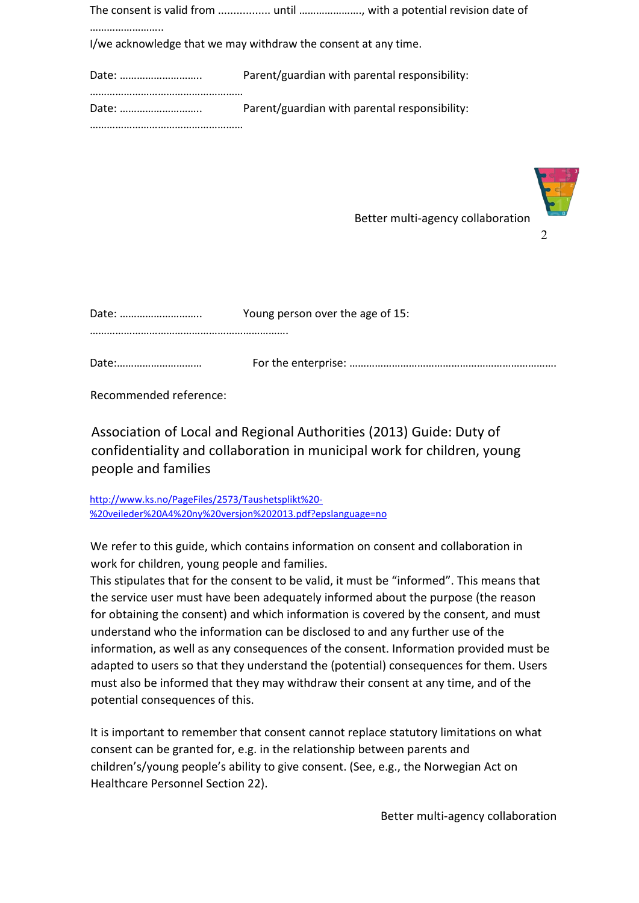The consent is valid from ................ until ...................., with a potential revision date of ……………………..

I/we acknowledge that we may withdraw the consent at any time.

Date: ……………………….. Parent/guardian with parental responsibility: ………………………………………………

Date: ……………………….. Parent/guardian with parental responsibility: ………………………………………………

Date: ……………………….. Young person over the age of 15: …………………………………………………………….

Date:………………………… For the enterprise: ………………………………………………………………

Recommended reference:

Association of Local and Regional Authorities (2013) Guide: Duty of confidentiality and collaboration in municipal work for children, young people and families

http://www.ks.no/PageFiles/2573/Taushetsplikt%20-%20veileder%20A4%20ny%20versjon%202013.pdf?epslanguage=no

We refer to this guide, which contains information on consent and collaboration in work for children, young people and families.
This stipulates that for the consent to be valid, it must be "informed". This means that the service user must have been adequately informed about the purpose (the reason for obtaining the consent) and which information is covered by the consent, and must understand who the information can be disclosed to and any further use of the information, as well as any consequences of the consent. Information provided must be adapted to users so that they understand the (potential) consequences for them. Users must also be informed that they may withdraw their consent at any time, and of the potential consequences of this.

It is important to remember that consent cannot replace statutory limitations on what consent can be granted for, e.g. in the relationship between parents and children's/young people's ability to give consent. (See, e.g., the Norwegian Act on Healthcare Personnel Section 22).